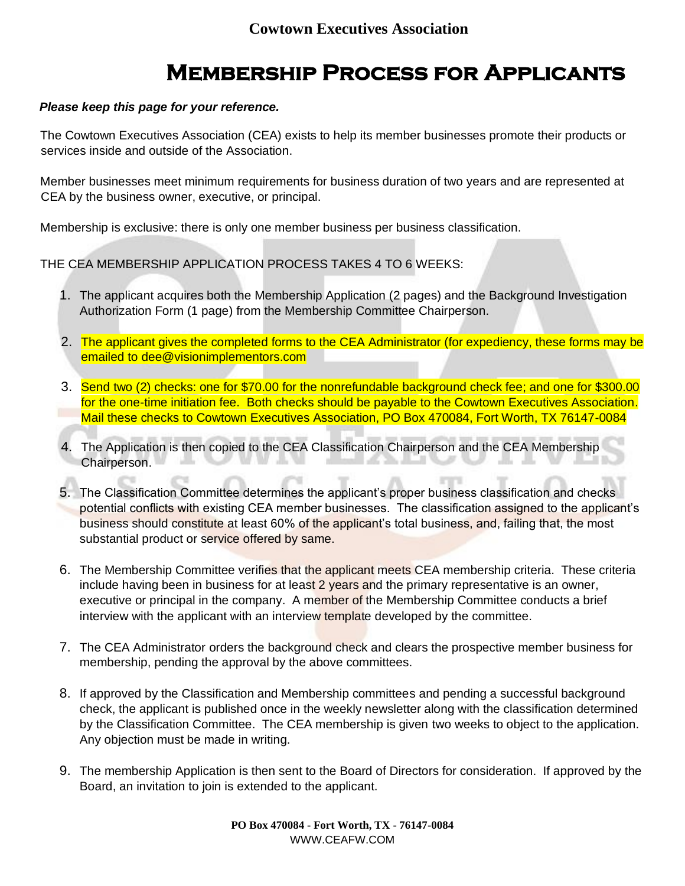**Cowtown Executives Association**

# Membership Process for Applicants

***Please keep this page for your reference.***

The Cowtown Executives Association (CEA) exists to help its member businesses promote their products or services inside and outside of the Association.

Member businesses meet minimum requirements for business duration of two years and are represented at CEA by the business owner, executive, or principal.

Membership is exclusive: there is only one member business per business classification.

THE CEA MEMBERSHIP APPLICATION PROCESS TAKES 4 TO 6 WEEKS:

1. The applicant acquires both the Membership Application (2 pages) and the Background Investigation Authorization Form (1 page) from the Membership Committee Chairperson.
2. The applicant gives the completed forms to the CEA Administrator (for expediency, these forms may be emailed to dee@visionimplementors.com
3. Send two (2) checks: one for $70.00 for the nonrefundable background check fee; and one for $300.00 for the one-time initiation fee. Both checks should be payable to the Cowtown Executives Association. Mail these checks to Cowtown Executives Association, PO Box 470084, Fort Worth, TX 76147-0084
4. The Application is then copied to the CEA Classification Chairperson and the CEA Membership Chairperson.
5. The Classification Committee determines the applicant's proper business classification and checks potential conflicts with existing CEA member businesses. The classification assigned to the applicant's business should constitute at least 60% of the applicant's total business, and, failing that, the most substantial product or service offered by same.
6. The Membership Committee verifies that the applicant meets CEA membership criteria. These criteria include having been in business for at least 2 years and the primary representative is an owner, executive or principal in the company. A member of the Membership Committee conducts a brief interview with the applicant with an interview template developed by the committee.
7. The CEA Administrator orders the background check and clears the prospective member business for membership, pending the approval by the above committees.
8. If approved by the Classification and Membership committees and pending a successful background check, the applicant is published once in the weekly newsletter along with the classification determined by the Classification Committee. The CEA membership is given two weeks to object to the application. Any objection must be made in writing.
9. The membership Application is then sent to the Board of Directors for consideration. If approved by the Board, an invitation to join is extended to the applicant.

**PO Box 470084 - Fort Worth, TX - 76147-0084**
WWW.CEAFW.COM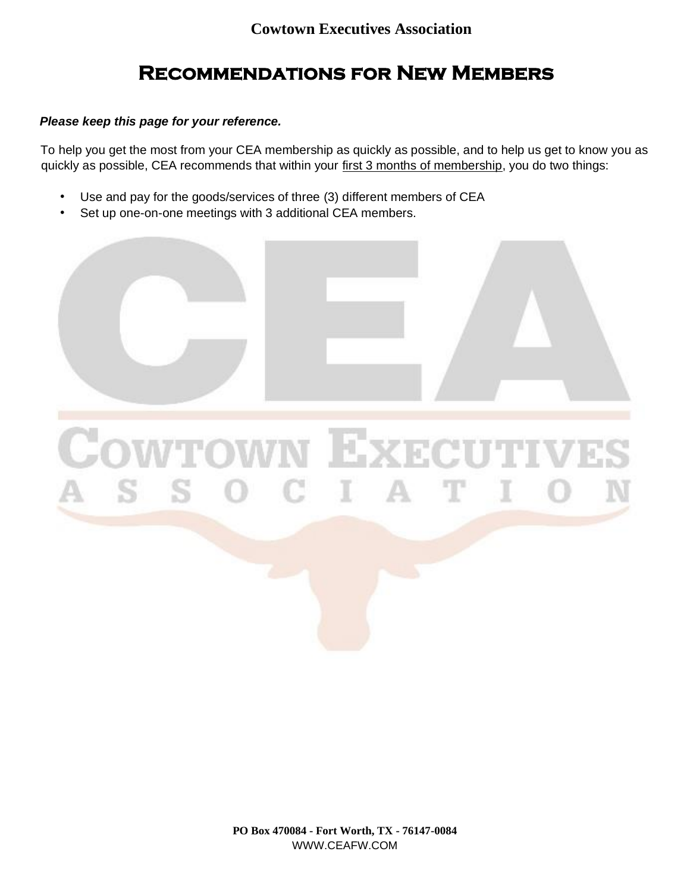Cowtown Executives Association

# Recommendations for New Members

***Please keep this page for your reference.***

To help you get the most from your CEA membership as quickly as possible, and to help us get to know you as quickly as possible, CEA recommends that within your first 3 months of membership, you do two things:

- Use and pay for the goods/services of three (3) different members of CEA
- Set up one-on-one meetings with 3 additional CEA members.

**PO Box 470084 - Fort Worth, TX - 76147-0084**
WWW.CEAFW.COM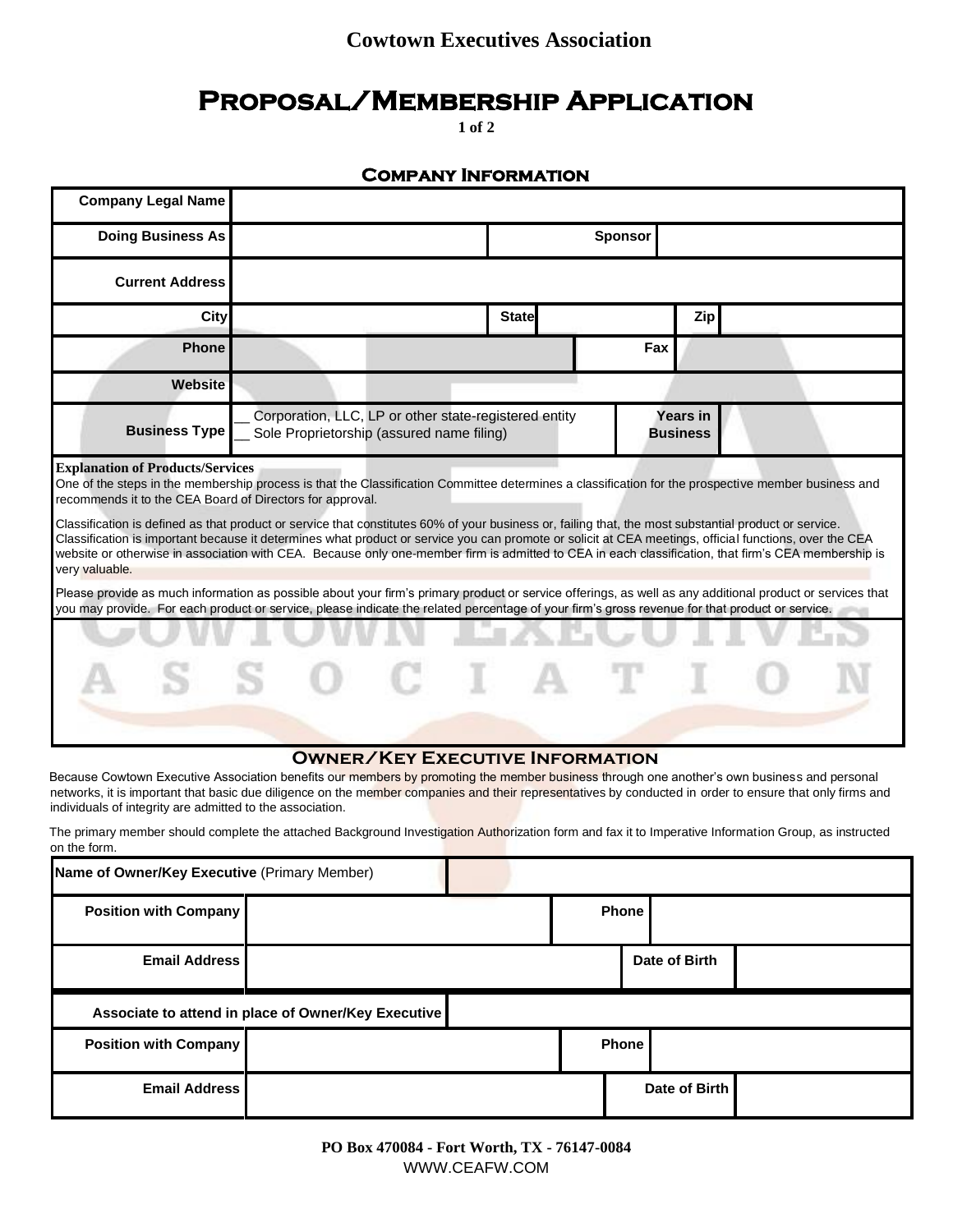# Cowtown Executives Association

# Proposal/Membership Application

## Company Information

| | | | | | |
|---|---|---|---|---|---|
| **Company Legal Name** | | | | | |
| **Doing Business As** | | | **Sponsor** | | |
| **Current Address** | | | | | |
| **City** | | **State** | | **Zip** | |
| **Phone** | | | **Fax** | | |
| **Website** | | | | | |
| **Business Type** | __ Corporation, LLC, LP or other state-registered entity<br>__ Sole Proprietorship (assured name filing) | | **Years in Business** | | |

**Explanation of Products/Services**

One of the steps in the membership process is that the Classification Committee determines a classification for the prospective member business and recommends it to the CEA Board of Directors for approval.

Classification is defined as that product or service that constitutes 60% of your business or, failing that, the most substantial product or service. Classification is important because it determines what product or service you can promote or solicit at CEA meetings, official functions, over the CEA website or otherwise in association with CEA. Because only one-member firm is admitted to CEA in each classification, that firm's CEA membership is very valuable.

Please provide as much information as possible about your firm's primary product or service offerings, as well as any additional product or services that you may provide. For each product or service, please indicate the related percentage of your firm's gross revenue for that product or service.

## Owner/Key Executive Information

Because Cowtown Executive Association benefits our members by promoting the member business through one another's own business and personal networks, it is important that basic due diligence on the member companies and their representatives by conducted in order to ensure that only firms and individuals of integrity are admitted to the association.

The primary member should complete the attached Background Investigation Authorization form and fax it to Imperative Information Group, as instructed on the form.

| | | | |
|---|---|---|---|
| **Name of Owner/Key Executive** (Primary Member) | | | |
| **Position with Company** | | **Phone** | |
| **Email Address** | | **Date of Birth** | |
| **Associate to attend in place of Owner/Key Executive** | | | |
| **Position with Company** | | **Phone** | |
| **Email Address** | | **Date of Birth** | |

PO Box 470084 - Fort Worth, TX - 76147-0084
WWW.CEAFW.COM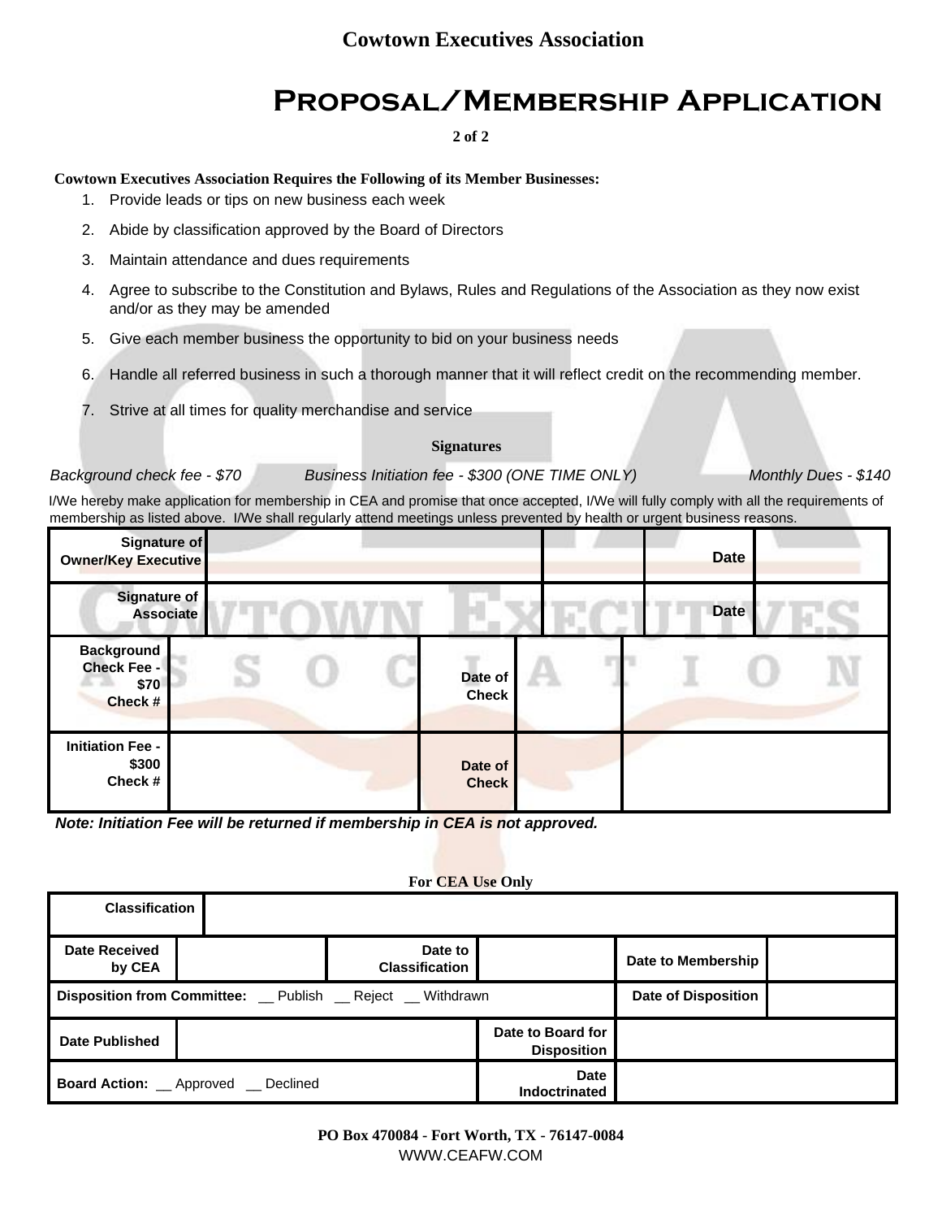**Cowtown Executives Association**

# Proposal/Membership Application

**Cowtown Executives Association Requires the Following of its Member Businesses:**

1. Provide leads or tips on new business each week
2. Abide by classification approved by the Board of Directors
3. Maintain attendance and dues requirements
4. Agree to subscribe to the Constitution and Bylaws, Rules and Regulations of the Association as they now exist and/or as they may be amended
5. Give each member business the opportunity to bid on your business needs
6. Handle all referred business in such a thorough manner that it will reflect credit on the recommending member.
7. Strive at all times for quality merchandise and service

**Signatures**

*Background check fee - $70* *Business Initiation fee - $300 (ONE TIME ONLY)* *Monthly Dues - $140*

I/We hereby make application for membership in CEA and promise that once accepted, I/We will fully comply with all the requirements of membership as listed above. I/We shall regularly attend meetings unless prevented by health or urgent business reasons.

| **Signature of Owner/Key Executive** | | | **Date** | |
|---|---|---|---|---|
| **Signature of Associate** | | | **Date** | |

| **Background Check Fee - $70 Check #** | | **Date of Check** | | |
|---|---|---|---|---|
| **Initiation Fee - $300 Check #** | | **Date of Check** | | |

***Note: Initiation Fee will be returned if membership in CEA is not approved.***

**For CEA Use Only**

| **Classification** | | | | | |
|---|---|---|---|---|---|
| **Date Received by CEA** | | **Date to Classification** | | **Date to Membership** | |
| **Disposition from Committee:** __ Publish __ Reject __ Withdrawn | | | | **Date of Disposition** | |
| **Date Published** | | | **Date to Board for Disposition** | | |
| **Board Action:** __ Approved __ Declined | | | **Date Indoctrinated** | | |

**PO Box 470084 - Fort Worth, TX - 76147-0084**
WWW.CEAFW.COM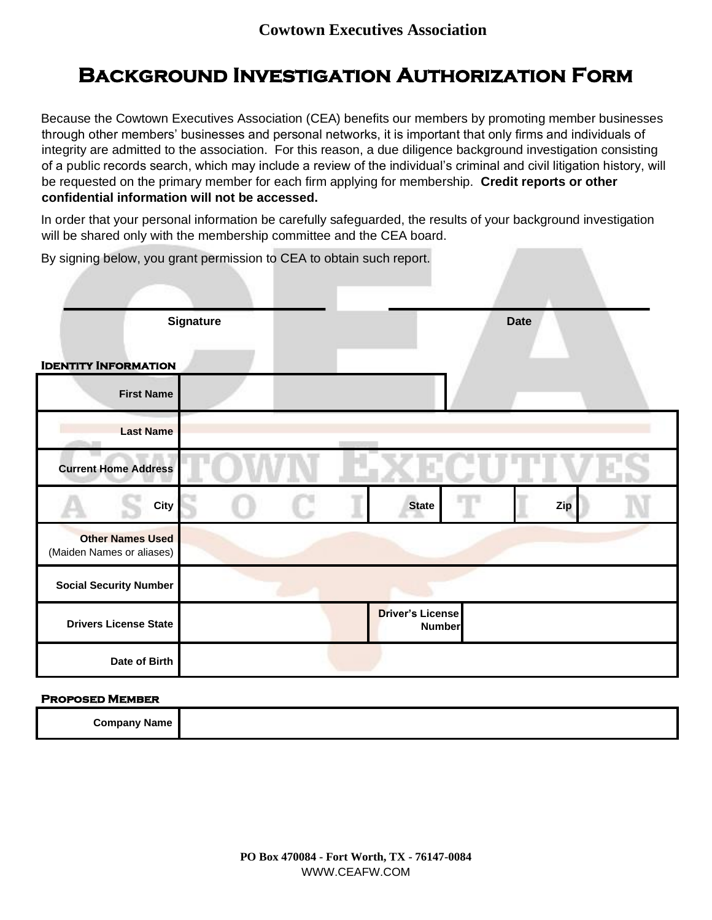**Cowtown Executives Association**

# Background Investigation Authorization Form

Because the Cowtown Executives Association (CEA) benefits our members by promoting member businesses through other members' businesses and personal networks, it is important that only firms and individuals of integrity are admitted to the association. For this reason, a due diligence background investigation consisting of a public records search, which may include a review of the individual's criminal and civil litigation history, will be requested on the primary member for each firm applying for membership. **Credit reports or other confidential information will not be accessed.**

In order that your personal information be carefully safeguarded, the results of your background investigation will be shared only with the membership committee and the CEA board.

By signing below, you grant permission to CEA to obtain such report.

| | |
|---|---|
| ______________________________ | ______________________________ |
| **Signature** | **Date** |

## Identity Information

| | | | | | |
|---|---|---|---|---|---|
| **First Name** | | | | | |
| **Last Name** | | | | | |
| **Current Home Address** | | | | | |
| **City** | | **State** | | **Zip** | |
| **Other Names Used** (Maiden Names or aliases) | | | | | |
| **Social Security Number** | | | | | |
| **Drivers License State** | | **Driver's License Number** | | | |
| **Date of Birth** | | | | | |

## Proposed Member

| | |
|---|---|
| **Company Name** | |

**PO Box 470084 - Fort Worth, TX - 76147-0084**
WWW.CEAFW.COM